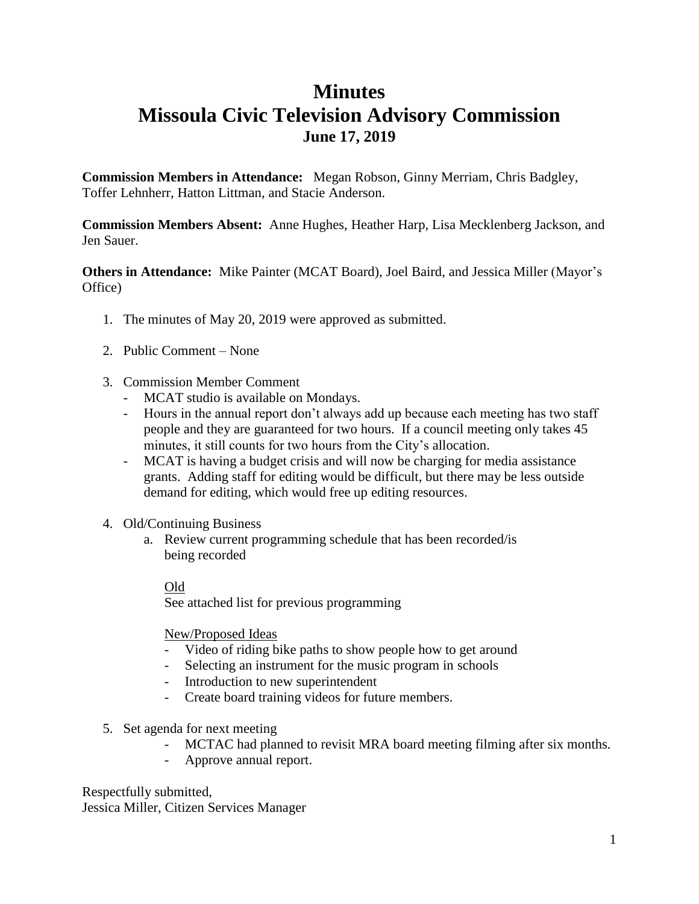# Minutes
# Missoula Civic Television Advisory Commission
## June 17, 2019

**Commission Members in Attendance:** Megan Robson, Ginny Merriam, Chris Badgley, Toffer Lehnherr, Hatton Littman, and Stacie Anderson.

**Commission Members Absent:** Anne Hughes, Heather Harp, Lisa Mecklenberg Jackson, and Jen Sauer.

**Others in Attendance:** Mike Painter (MCAT Board), Joel Baird, and Jessica Miller (Mayor's Office)

1. The minutes of May 20, 2019 were approved as submitted.

2. Public Comment – None

3. Commission Member Comment
   - MCAT studio is available on Mondays.
   - Hours in the annual report don't always add up because each meeting has two staff people and they are guaranteed for two hours. If a council meeting only takes 45 minutes, it still counts for two hours from the City's allocation.
   - MCAT is having a budget crisis and will now be charging for media assistance grants. Adding staff for editing would be difficult, but there may be less outside demand for editing, which would free up editing resources.

4. Old/Continuing Business
   a. Review current programming schedule that has been recorded/is being recorded

      Old

      See attached list for previous programming

      New/Proposed Ideas
      - Video of riding bike paths to show people how to get around
      - Selecting an instrument for the music program in schools
      - Introduction to new superintendent
      - Create board training videos for future members.

5. Set agenda for next meeting
   - MCTAC had planned to revisit MRA board meeting filming after six months.
   - Approve annual report.

Respectfully submitted,
Jessica Miller, Citizen Services Manager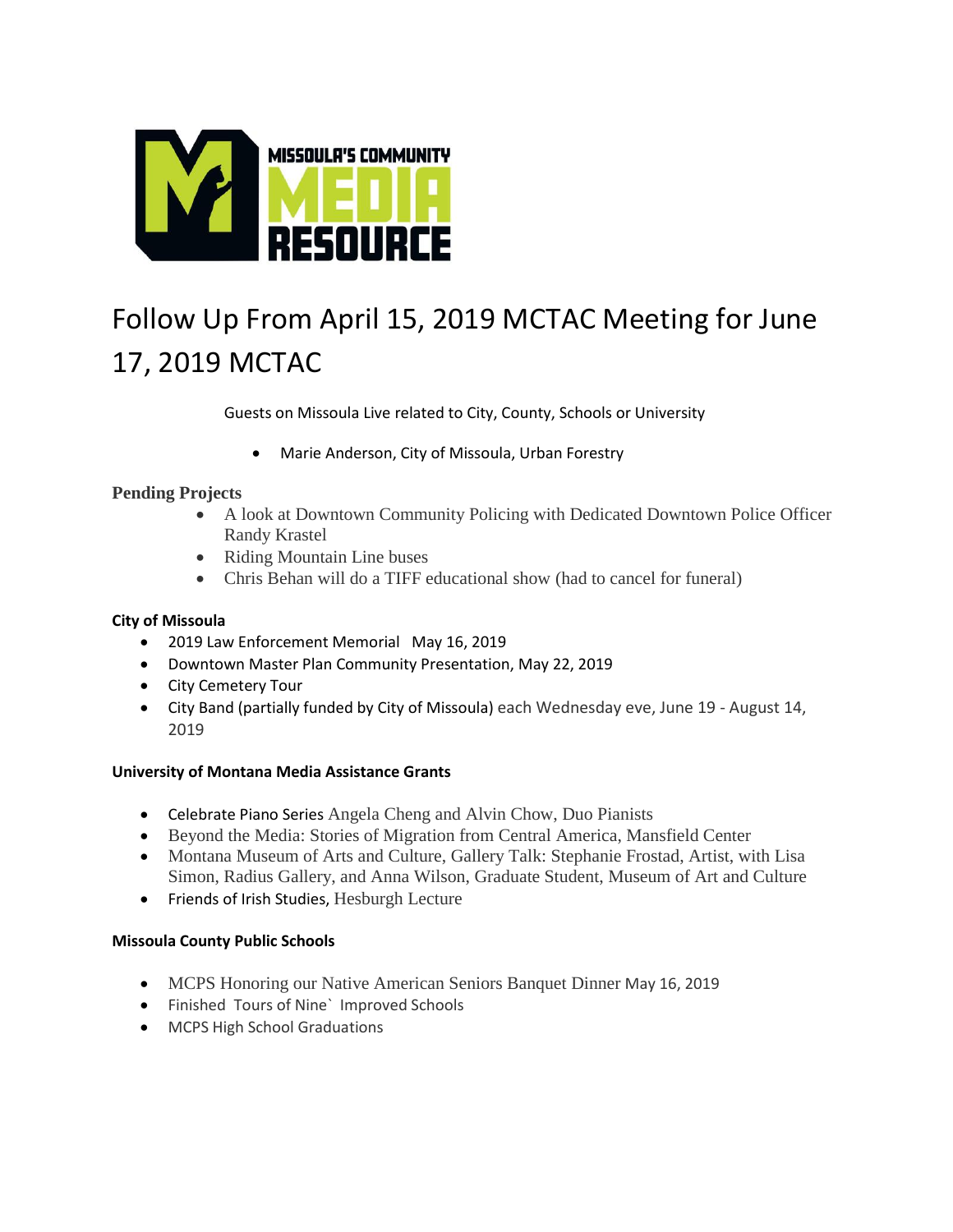MISSOULA'S COMMUNITY MEDIA RESOURCE

# Follow Up From April 15, 2019 MCTAC Meeting for June 17, 2019 MCTAC

Guests on Missoula Live related to City, County, Schools or University

- Marie Anderson, City of Missoula, Urban Forestry

### Pending Projects

- A look at Downtown Community Policing with Dedicated Downtown Police Officer Randy Krastel
- Riding Mountain Line buses
- Chris Behan will do a TIFF educational show (had to cancel for funeral)

**City of Missoula**

- 2019 Law Enforcement Memorial May 16, 2019
- Downtown Master Plan Community Presentation, May 22, 2019
- City Cemetery Tour
- City Band (partially funded by City of Missoula) each Wednesday eve, June 19 - August 14, 2019

**University of Montana Media Assistance Grants**

- Celebrate Piano Series Angela Cheng and Alvin Chow, Duo Pianists
- Beyond the Media: Stories of Migration from Central America, Mansfield Center
- Montana Museum of Arts and Culture, Gallery Talk: Stephanie Frostad, Artist, with Lisa Simon, Radius Gallery, and Anna Wilson, Graduate Student, Museum of Art and Culture
- Friends of Irish Studies, Hesburgh Lecture

**Missoula County Public Schools**

- MCPS Honoring our Native American Seniors Banquet Dinner May 16, 2019
- Finished Tours of Nine` Improved Schools
- MCPS High School Graduations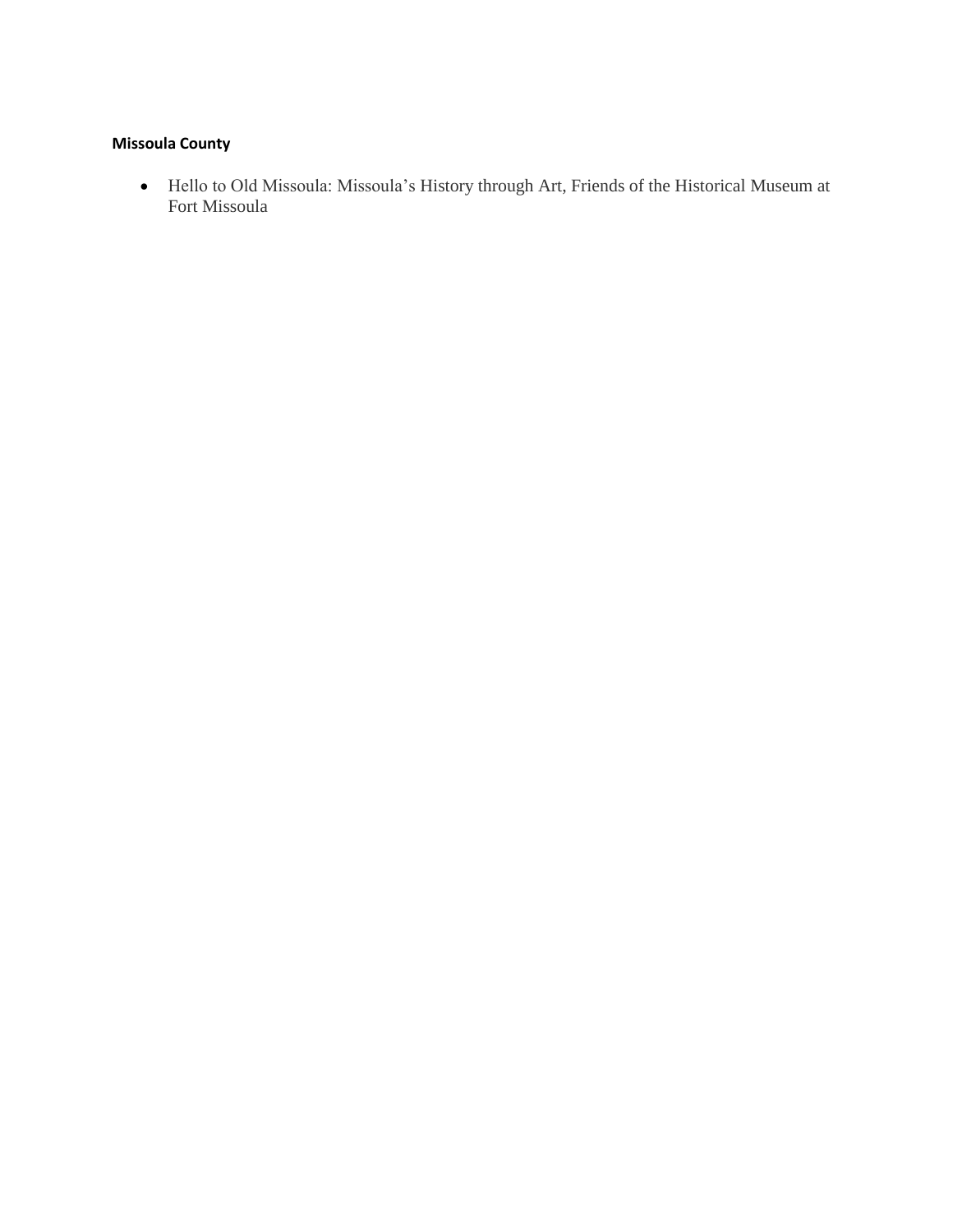**Missoula County**

- Hello to Old Missoula: Missoula's History through Art, Friends of the Historical Museum at Fort Missoula